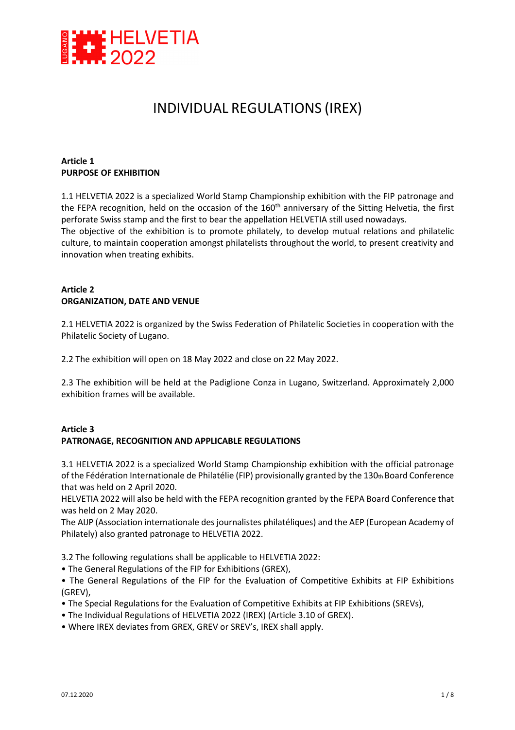HELVETIA 2022

LUGANO

# INDIVIDUAL REGULATIONS (IREX)

**Article 1**
**PURPOSE OF EXHIBITION**

1.1 HELVETIA 2022 is a specialized World Stamp Championship exhibition with the FIP patronage and the FEPA recognition, held on the occasion of the 160th anniversary of the Sitting Helvetia, the first perforate Swiss stamp and the first to bear the appellation HELVETIA still used nowadays.
The objective of the exhibition is to promote philately, to develop mutual relations and philatelic culture, to maintain cooperation amongst philatelists throughout the world, to present creativity and innovation when treating exhibits.

**Article 2**
**ORGANIZATION, DATE AND VENUE**

2.1 HELVETIA 2022 is organized by the Swiss Federation of Philatelic Societies in cooperation with the Philatelic Society of Lugano.

2.2 The exhibition will open on 18 May 2022 and close on 22 May 2022.

2.3 The exhibition will be held at the Padiglione Conza in Lugano, Switzerland. Approximately 2,000 exhibition frames will be available.

**Article 3**
**PATRONAGE, RECOGNITION AND APPLICABLE REGULATIONS**

3.1 HELVETIA 2022 is a specialized World Stamp Championship exhibition with the official patronage of the Fédération Internationale de Philatélie (FIP) provisionally granted by the 130th Board Conference that was held on 2 April 2020.
HELVETIA 2022 will also be held with the FEPA recognition granted by the FEPA Board Conference that was held on 2 May 2020.
The AIJP (Association internationale des journalistes philatéliques) and the AEP (European Academy of Philately) also granted patronage to HELVETIA 2022.

3.2 The following regulations shall be applicable to HELVETIA 2022:

- The General Regulations of the FIP for Exhibitions (GREX),
- The General Regulations of the FIP for the Evaluation of Competitive Exhibits at FIP Exhibitions (GREV),
- The Special Regulations for the Evaluation of Competitive Exhibits at FIP Exhibitions (SREVs),
- The Individual Regulations of HELVETIA 2022 (IREX) (Article 3.10 of GREX).
- Where IREX deviates from GREX, GREV or SREV's, IREX shall apply.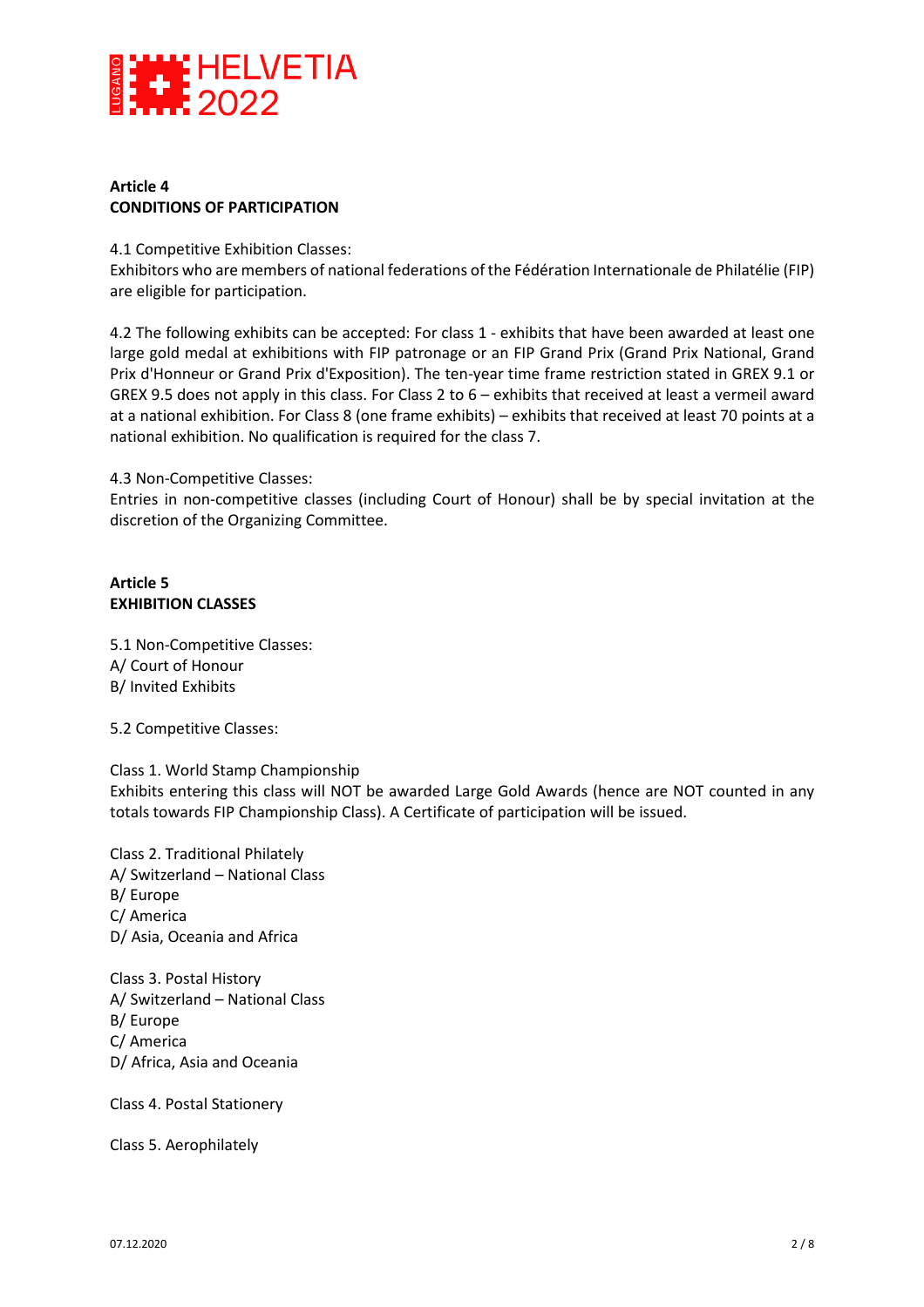**Article 4**
**CONDITIONS OF PARTICIPATION**

4.1 Competitive Exhibition Classes:
Exhibitors who are members of national federations of the Fédération Internationale de Philatélie (FIP) are eligible for participation.

4.2 The following exhibits can be accepted: For class 1 - exhibits that have been awarded at least one large gold medal at exhibitions with FIP patronage or an FIP Grand Prix (Grand Prix National, Grand Prix d'Honneur or Grand Prix d'Exposition). The ten-year time frame restriction stated in GREX 9.1 or GREX 9.5 does not apply in this class. For Class 2 to 6 – exhibits that received at least a vermeil award at a national exhibition. For Class 8 (one frame exhibits) – exhibits that received at least 70 points at a national exhibition. No qualification is required for the class 7.

4.3 Non-Competitive Classes:
Entries in non-competitive classes (including Court of Honour) shall be by special invitation at the discretion of the Organizing Committee.

**Article 5**
**EXHIBITION CLASSES**

5.1 Non-Competitive Classes:
A/ Court of Honour
B/ Invited Exhibits

5.2 Competitive Classes:

Class 1. World Stamp Championship
Exhibits entering this class will NOT be awarded Large Gold Awards (hence are NOT counted in any totals towards FIP Championship Class). A Certificate of participation will be issued.

Class 2. Traditional Philately
A/ Switzerland – National Class
B/ Europe
C/ America
D/ Asia, Oceania and Africa

Class 3. Postal History
A/ Switzerland – National Class
B/ Europe
C/ America
D/ Africa, Asia and Oceania

Class 4. Postal Stationery

Class 5. Aerophilately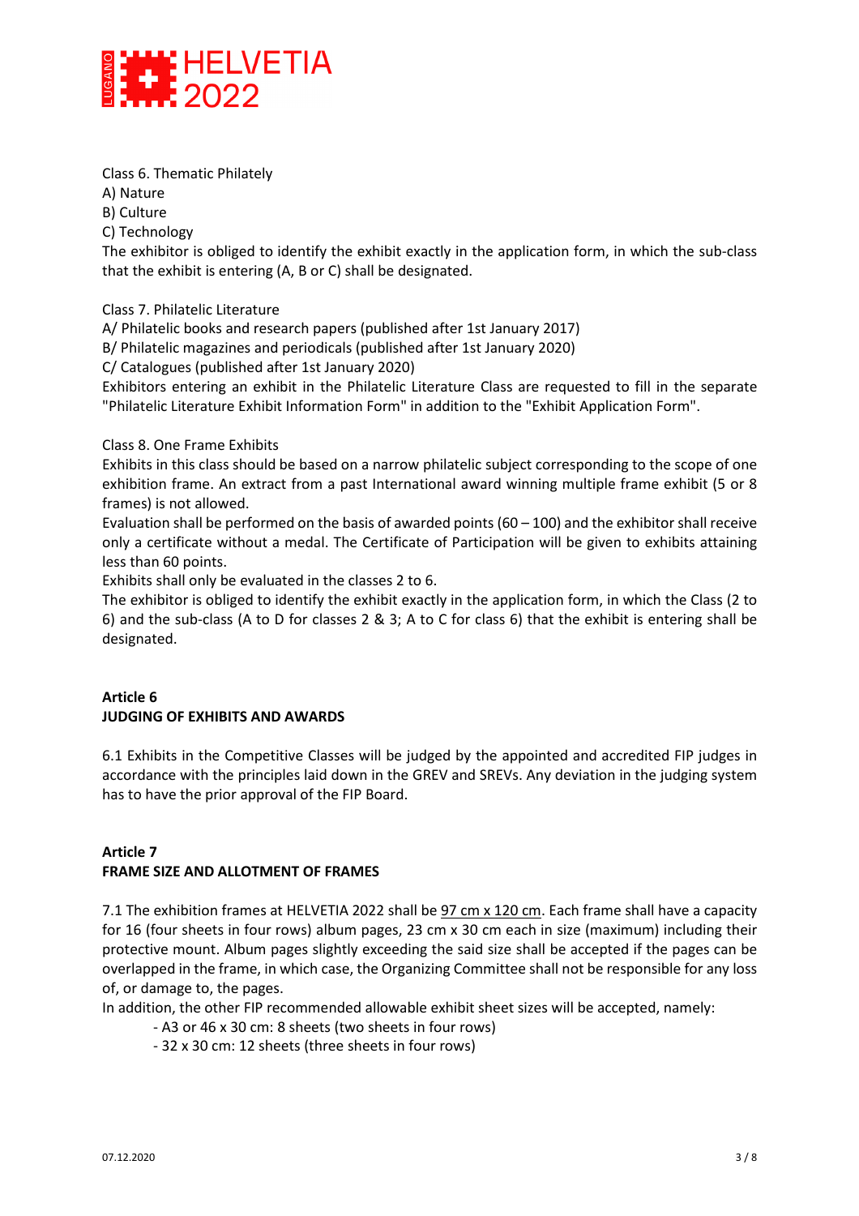Class 6. Thematic Philately

A) Nature

B) Culture

C) Technology

The exhibitor is obliged to identify the exhibit exactly in the application form, in which the sub-class that the exhibit is entering (A, B or C) shall be designated.

Class 7. Philatelic Literature

A/ Philatelic books and research papers (published after 1st January 2017)

B/ Philatelic magazines and periodicals (published after 1st January 2020)

C/ Catalogues (published after 1st January 2020)

Exhibitors entering an exhibit in the Philatelic Literature Class are requested to fill in the separate "Philatelic Literature Exhibit Information Form" in addition to the "Exhibit Application Form".

Class 8. One Frame Exhibits

Exhibits in this class should be based on a narrow philatelic subject corresponding to the scope of one exhibition frame. An extract from a past International award winning multiple frame exhibit (5 or 8 frames) is not allowed.

Evaluation shall be performed on the basis of awarded points (60 – 100) and the exhibitor shall receive only a certificate without a medal. The Certificate of Participation will be given to exhibits attaining less than 60 points.

Exhibits shall only be evaluated in the classes 2 to 6.

The exhibitor is obliged to identify the exhibit exactly in the application form, in which the Class (2 to 6) and the sub-class (A to D for classes 2 & 3; A to C for class 6) that the exhibit is entering shall be designated.

## Article 6
## JUDGING OF EXHIBITS AND AWARDS

6.1 Exhibits in the Competitive Classes will be judged by the appointed and accredited FIP judges in accordance with the principles laid down in the GREV and SREVs. Any deviation in the judging system has to have the prior approval of the FIP Board.

## Article 7
## FRAME SIZE AND ALLOTMENT OF FRAMES

7.1 The exhibition frames at HELVETIA 2022 shall be 97 cm x 120 cm. Each frame shall have a capacity for 16 (four sheets in four rows) album pages, 23 cm x 30 cm each in size (maximum) including their protective mount. Album pages slightly exceeding the said size shall be accepted if the pages can be overlapped in the frame, in which case, the Organizing Committee shall not be responsible for any loss of, or damage to, the pages.

In addition, the other FIP recommended allowable exhibit sheet sizes will be accepted, namely:

- A3 or 46 x 30 cm: 8 sheets (two sheets in four rows)
- 32 x 30 cm: 12 sheets (three sheets in four rows)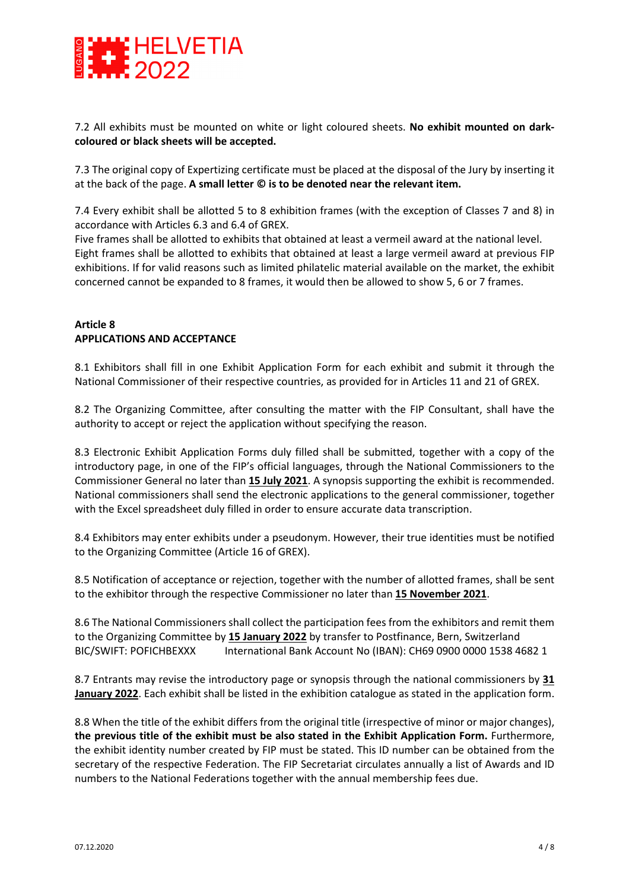7.2 All exhibits must be mounted on white or light coloured sheets. **No exhibit mounted on dark-coloured or black sheets will be accepted.**

7.3 The original copy of Expertizing certificate must be placed at the disposal of the Jury by inserting it at the back of the page. **A small letter © is to be denoted near the relevant item.**

7.4 Every exhibit shall be allotted 5 to 8 exhibition frames (with the exception of Classes 7 and 8) in accordance with Articles 6.3 and 6.4 of GREX.
Five frames shall be allotted to exhibits that obtained at least a vermeil award at the national level. Eight frames shall be allotted to exhibits that obtained at least a large vermeil award at previous FIP exhibitions. If for valid reasons such as limited philatelic material available on the market, the exhibit concerned cannot be expanded to 8 frames, it would then be allowed to show 5, 6 or 7 frames.

**Article 8**
**APPLICATIONS AND ACCEPTANCE**

8.1 Exhibitors shall fill in one Exhibit Application Form for each exhibit and submit it through the National Commissioner of their respective countries, as provided for in Articles 11 and 21 of GREX.

8.2 The Organizing Committee, after consulting the matter with the FIP Consultant, shall have the authority to accept or reject the application without specifying the reason.

8.3 Electronic Exhibit Application Forms duly filled shall be submitted, together with a copy of the introductory page, in one of the FIP's official languages, through the National Commissioners to the Commissioner General no later than **15 July 2021**. A synopsis supporting the exhibit is recommended. National commissioners shall send the electronic applications to the general commissioner, together with the Excel spreadsheet duly filled in order to ensure accurate data transcription.

8.4 Exhibitors may enter exhibits under a pseudonym. However, their true identities must be notified to the Organizing Committee (Article 16 of GREX).

8.5 Notification of acceptance or rejection, together with the number of allotted frames, shall be sent to the exhibitor through the respective Commissioner no later than **15 November 2021**.

8.6 The National Commissioners shall collect the participation fees from the exhibitors and remit them to the Organizing Committee by **15 January 2022** by transfer to Postfinance, Bern, Switzerland
BIC/SWIFT: POFICHBEXXX International Bank Account No (IBAN): CH69 0900 0000 1538 4682 1

8.7 Entrants may revise the introductory page or synopsis through the national commissioners by **31 January 2022**. Each exhibit shall be listed in the exhibition catalogue as stated in the application form.

8.8 When the title of the exhibit differs from the original title (irrespective of minor or major changes), **the previous title of the exhibit must be also stated in the Exhibit Application Form.** Furthermore, the exhibit identity number created by FIP must be stated. This ID number can be obtained from the secretary of the respective Federation. The FIP Secretariat circulates annually a list of Awards and ID numbers to the National Federations together with the annual membership fees due.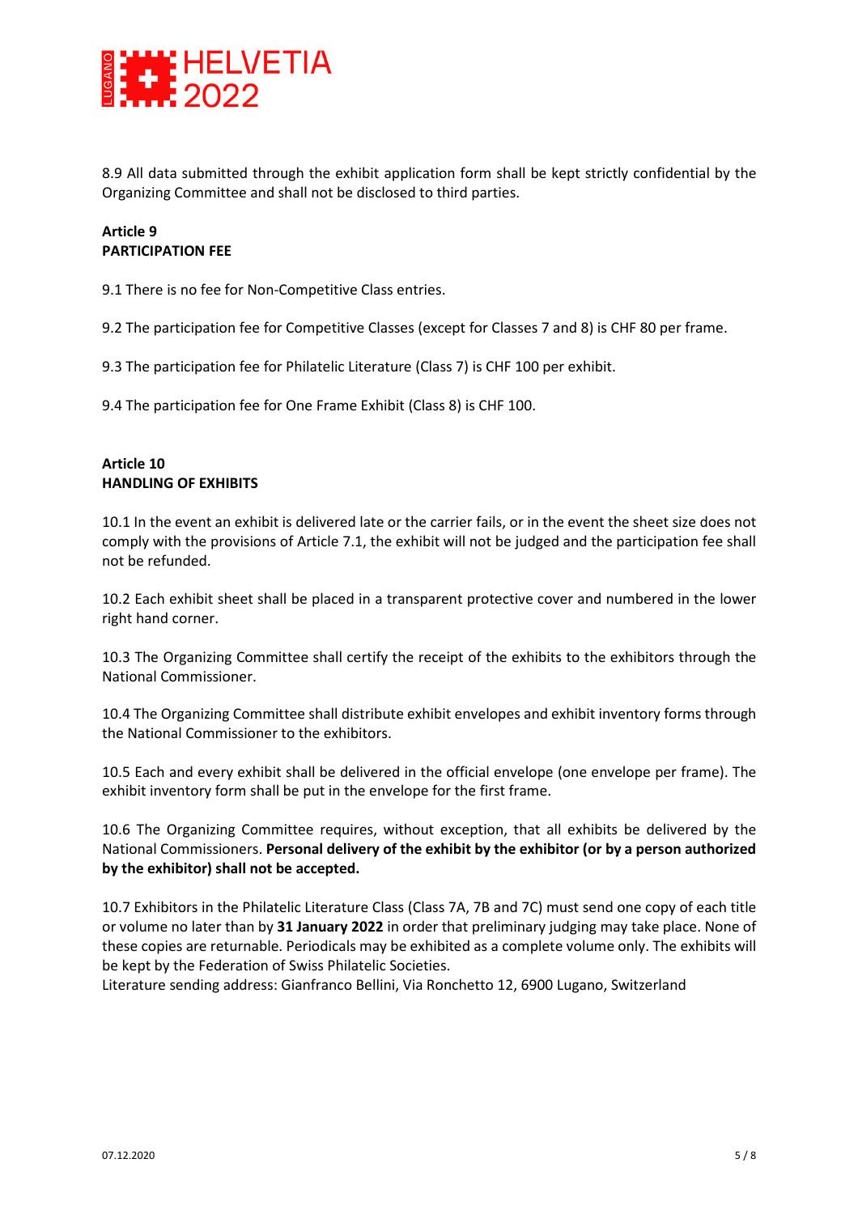8.9 All data submitted through the exhibit application form shall be kept strictly confidential by the Organizing Committee and shall not be disclosed to third parties.

**Article 9**
**PARTICIPATION FEE**

9.1 There is no fee for Non-Competitive Class entries.

9.2 The participation fee for Competitive Classes (except for Classes 7 and 8) is CHF 80 per frame.

9.3 The participation fee for Philatelic Literature (Class 7) is CHF 100 per exhibit.

9.4 The participation fee for One Frame Exhibit (Class 8) is CHF 100.

**Article 10**
**HANDLING OF EXHIBITS**

10.1 In the event an exhibit is delivered late or the carrier fails, or in the event the sheet size does not comply with the provisions of Article 7.1, the exhibit will not be judged and the participation fee shall not be refunded.

10.2 Each exhibit sheet shall be placed in a transparent protective cover and numbered in the lower right hand corner.

10.3 The Organizing Committee shall certify the receipt of the exhibits to the exhibitors through the National Commissioner.

10.4 The Organizing Committee shall distribute exhibit envelopes and exhibit inventory forms through the National Commissioner to the exhibitors.

10.5 Each and every exhibit shall be delivered in the official envelope (one envelope per frame). The exhibit inventory form shall be put in the envelope for the first frame.

10.6 The Organizing Committee requires, without exception, that all exhibits be delivered by the National Commissioners. **Personal delivery of the exhibit by the exhibitor (or by a person authorized by the exhibitor) shall not be accepted.**

10.7 Exhibitors in the Philatelic Literature Class (Class 7A, 7B and 7C) must send one copy of each title or volume no later than by **31 January 2022** in order that preliminary judging may take place. None of these copies are returnable. Periodicals may be exhibited as a complete volume only. The exhibits will be kept by the Federation of Swiss Philatelic Societies.
Literature sending address: Gianfranco Bellini, Via Ronchetto 12, 6900 Lugano, Switzerland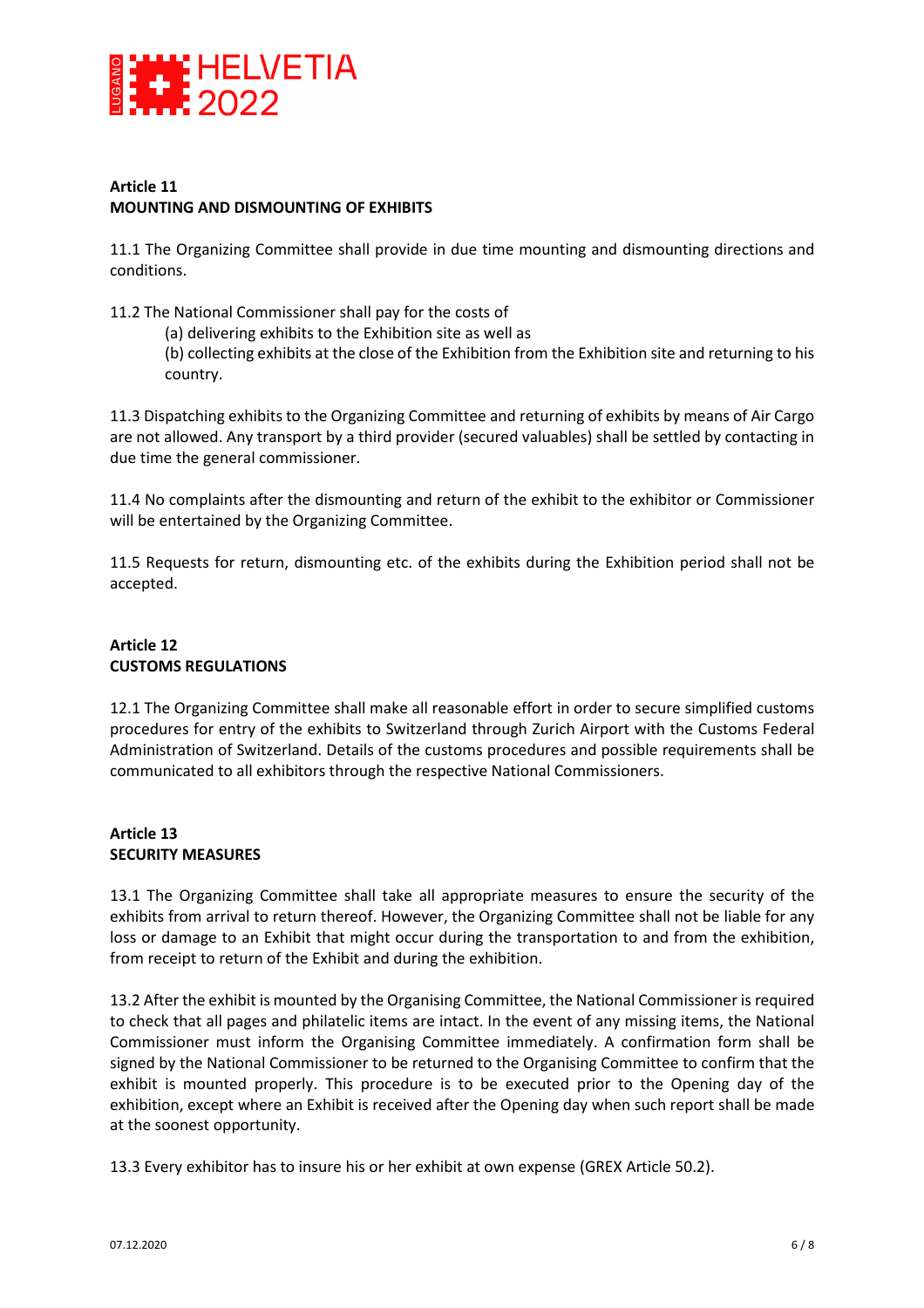**Article 11**
**MOUNTING AND DISMOUNTING OF EXHIBITS**

11.1 The Organizing Committee shall provide in due time mounting and dismounting directions and conditions.

11.2 The National Commissioner shall pay for the costs of

(a) delivering exhibits to the Exhibition site as well as

(b) collecting exhibits at the close of the Exhibition from the Exhibition site and returning to his country.

11.3 Dispatching exhibits to the Organizing Committee and returning of exhibits by means of Air Cargo are not allowed. Any transport by a third provider (secured valuables) shall be settled by contacting in due time the general commissioner.

11.4 No complaints after the dismounting and return of the exhibit to the exhibitor or Commissioner will be entertained by the Organizing Committee.

11.5 Requests for return, dismounting etc. of the exhibits during the Exhibition period shall not be accepted.

**Article 12**
**CUSTOMS REGULATIONS**

12.1 The Organizing Committee shall make all reasonable effort in order to secure simplified customs procedures for entry of the exhibits to Switzerland through Zurich Airport with the Customs Federal Administration of Switzerland. Details of the customs procedures and possible requirements shall be communicated to all exhibitors through the respective National Commissioners.

**Article 13**
**SECURITY MEASURES**

13.1 The Organizing Committee shall take all appropriate measures to ensure the security of the exhibits from arrival to return thereof. However, the Organizing Committee shall not be liable for any loss or damage to an Exhibit that might occur during the transportation to and from the exhibition, from receipt to return of the Exhibit and during the exhibition.

13.2 After the exhibit is mounted by the Organising Committee, the National Commissioner is required to check that all pages and philatelic items are intact. In the event of any missing items, the National Commissioner must inform the Organising Committee immediately. A confirmation form shall be signed by the National Commissioner to be returned to the Organising Committee to confirm that the exhibit is mounted properly. This procedure is to be executed prior to the Opening day of the exhibition, except where an Exhibit is received after the Opening day when such report shall be made at the soonest opportunity.

13.3 Every exhibitor has to insure his or her exhibit at own expense (GREX Article 50.2).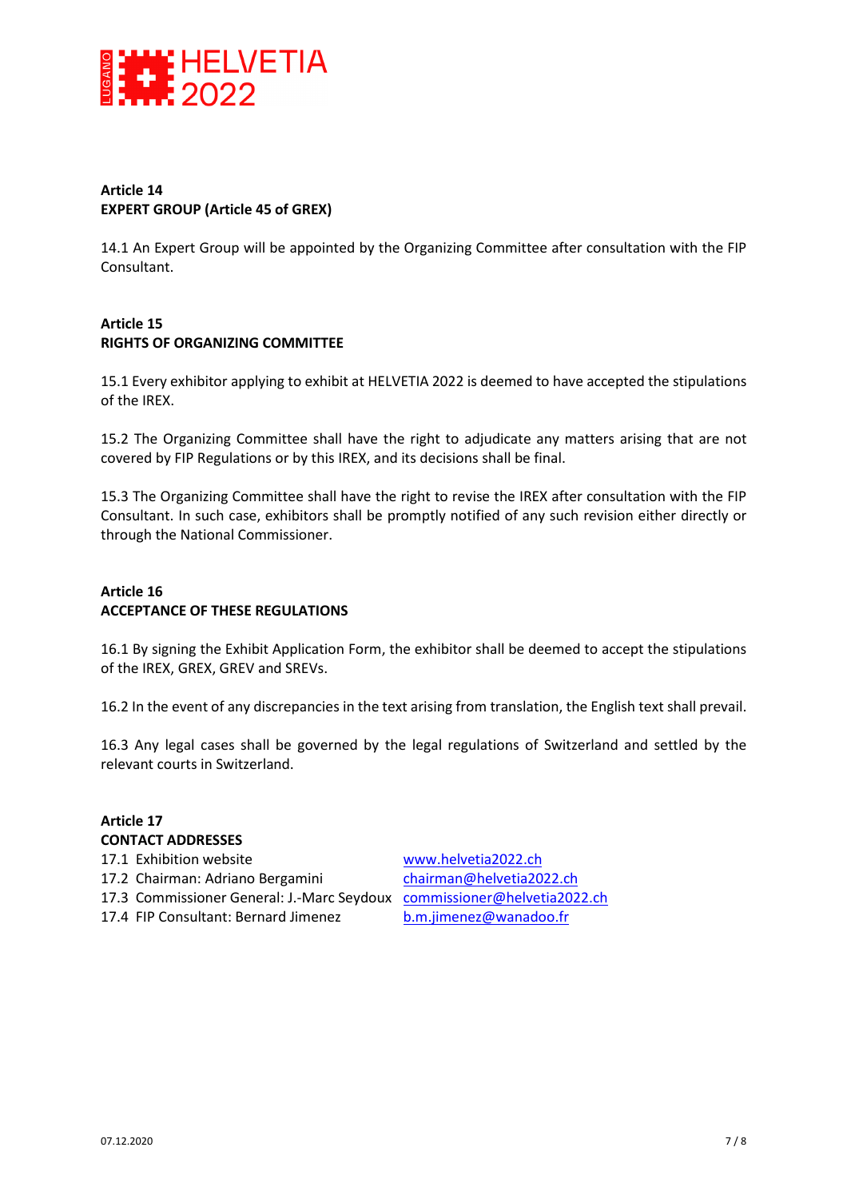**Article 14**
**EXPERT GROUP (Article 45 of GREX)**

14.1 An Expert Group will be appointed by the Organizing Committee after consultation with the FIP Consultant.

**Article 15**
**RIGHTS OF ORGANIZING COMMITTEE**

15.1 Every exhibitor applying to exhibit at HELVETIA 2022 is deemed to have accepted the stipulations of the IREX.

15.2 The Organizing Committee shall have the right to adjudicate any matters arising that are not covered by FIP Regulations or by this IREX, and its decisions shall be final.

15.3 The Organizing Committee shall have the right to revise the IREX after consultation with the FIP Consultant. In such case, exhibitors shall be promptly notified of any such revision either directly or through the National Commissioner.

**Article 16**
**ACCEPTANCE OF THESE REGULATIONS**

16.1 By signing the Exhibit Application Form, the exhibitor shall be deemed to accept the stipulations of the IREX, GREX, GREV and SREVs.

16.2 In the event of any discrepancies in the text arising from translation, the English text shall prevail.

16.3 Any legal cases shall be governed by the legal regulations of Switzerland and settled by the relevant courts in Switzerland.

**Article 17**
**CONTACT ADDRESSES**

17.1 Exhibition website www.helvetia2022.ch
17.2 Chairman: Adriano Bergamini chairman@helvetia2022.ch
17.3 Commissioner General: J.-Marc Seydoux commissioner@helvetia2022.ch
17.4 FIP Consultant: Bernard Jimenez b.m.jimenez@wanadoo.fr

07.12.2020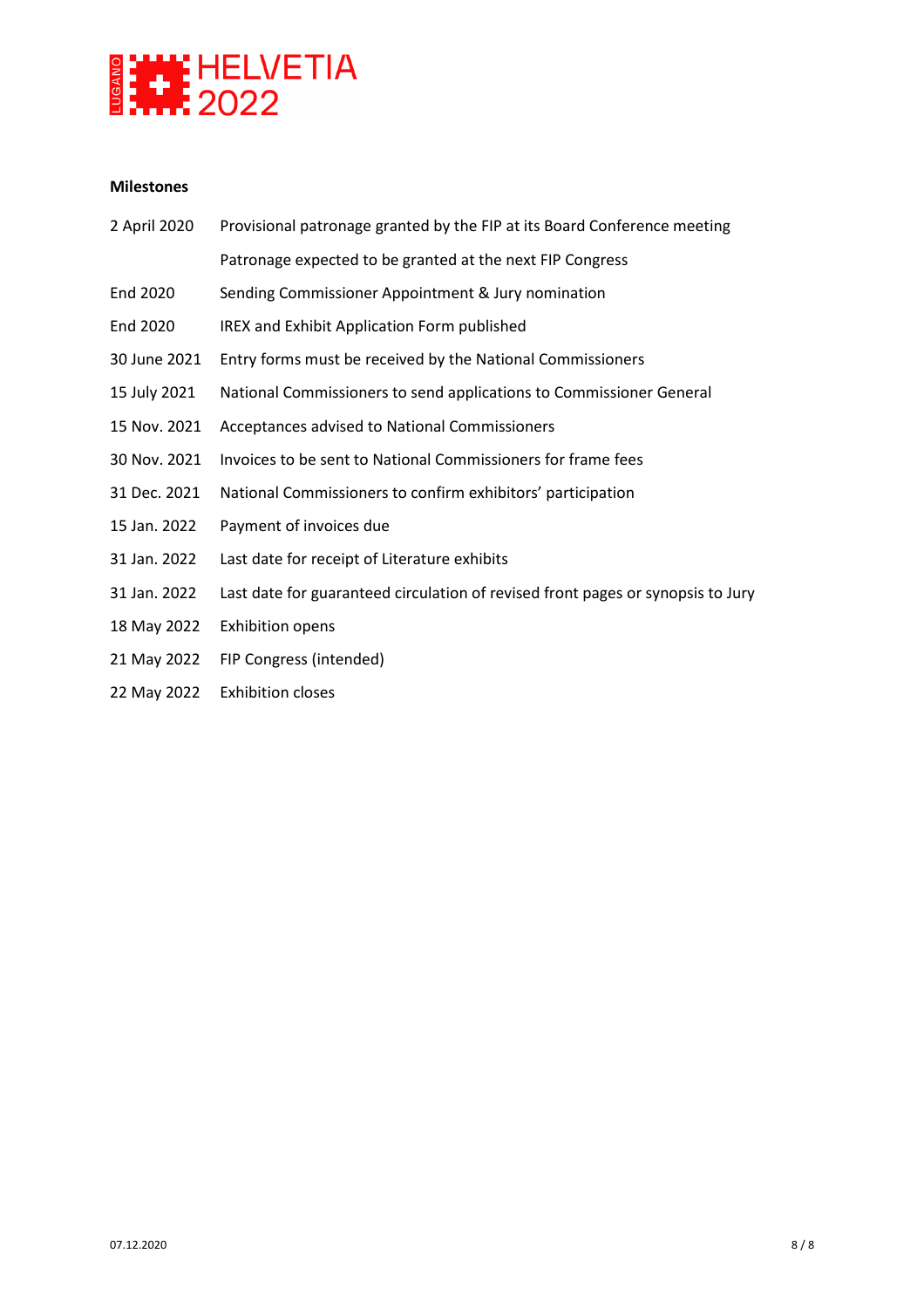**Milestones**

| | |
|---|---|
| 2 April 2020 | Provisional patronage granted by the FIP at its Board Conference meeting |
| | Patronage expected to be granted at the next FIP Congress |
| End 2020 | Sending Commissioner Appointment & Jury nomination |
| End 2020 | IREX and Exhibit Application Form published |
| 30 June 2021 | Entry forms must be received by the National Commissioners |
| 15 July 2021 | National Commissioners to send applications to Commissioner General |
| 15 Nov. 2021 | Acceptances advised to National Commissioners |
| 30 Nov. 2021 | Invoices to be sent to National Commissioners for frame fees |
| 31 Dec. 2021 | National Commissioners to confirm exhibitors' participation |
| 15 Jan. 2022 | Payment of invoices due |
| 31 Jan. 2022 | Last date for receipt of Literature exhibits |
| 31 Jan. 2022 | Last date for guaranteed circulation of revised front pages or synopsis to Jury |
| 18 May 2022 | Exhibition opens |
| 21 May 2022 | FIP Congress (intended) |
| 22 May 2022 | Exhibition closes |